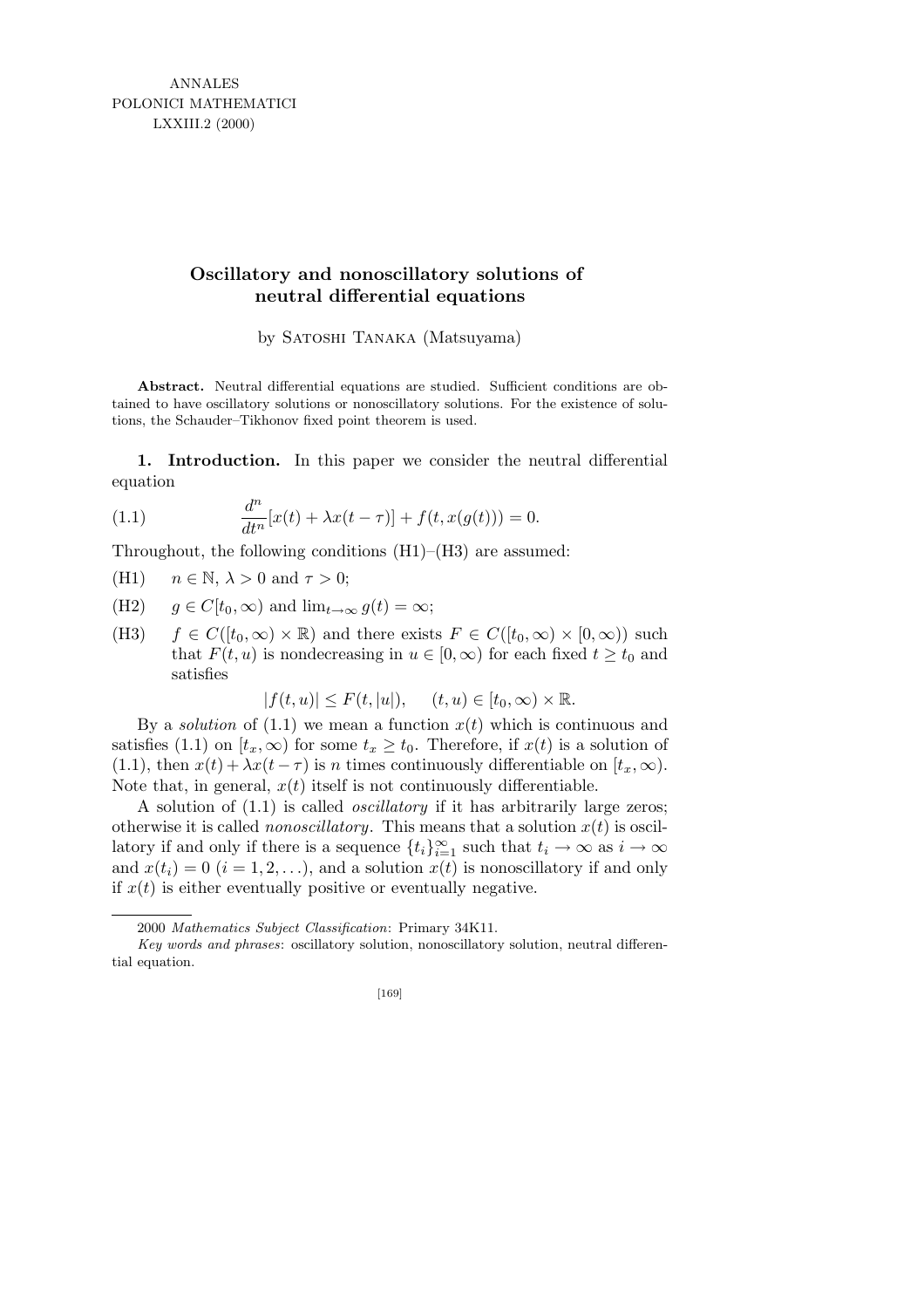ANNALES
POLONICI MATHEMATICI
LXXIII.2 (2000)

# Oscillatory and nonoscillatory solutions of neutral differential equations

by Satoshi Tanaka (Matsuyama)

**Abstract.** Neutral differential equations are studied. Sufficient conditions are obtained to have oscillatory solutions or nonoscillatory solutions. For the existence of solutions, the Schauder–Tikhonov fixed point theorem is used.

**1. Introduction.** In this paper we consider the neutral differential equation

$$\frac{d^n}{dt^n}[x(t) + \lambda x(t-\tau)] + f(t, x(g(t))) = 0. \tag{1.1}$$

Throughout, the following conditions (H1)–(H3) are assumed:

(H1) $n \in \mathbb{N}$, $\lambda > 0$ and $\tau > 0$;

(H2) $g \in C[t_0, \infty)$ and $\lim_{t\to\infty} g(t) = \infty$;

(H3) $f \in C([t_0, \infty) \times \mathbb{R})$ and there exists $F \in C([t_0, \infty) \times [0, \infty))$ such that $F(t, u)$ is nondecreasing in $u \in [0, \infty)$ for each fixed $t \geq t_0$ and satisfies

$$|f(t, u)| \leq F(t, |u|), \quad (t, u) \in [t_0, \infty) \times \mathbb{R}.$$

By a *solution* of (1.1) we mean a function $x(t)$ which is continuous and satisfies (1.1) on $[t_x, \infty)$ for some $t_x \geq t_0$. Therefore, if $x(t)$ is a solution of (1.1), then $x(t) + \lambda x(t - \tau)$ is $n$ times continuously differentiable on $[t_x, \infty)$. Note that, in general, $x(t)$ itself is not continuously differentiable.

A solution of (1.1) is called *oscillatory* if it has arbitrarily large zeros; otherwise it is called *nonoscillatory*. This means that a solution $x(t)$ is oscillatory if and only if there is a sequence $\{t_i\}_{i=1}^{\infty}$ such that $t_i \to \infty$ as $i \to \infty$ and $x(t_i) = 0$ $(i = 1, 2, \ldots)$, and a solution $x(t)$ is nonoscillatory if and only if $x(t)$ is either eventually positive or eventually negative.

---

2000 *Mathematics Subject Classification*: Primary 34K11.

*Key words and phrases*: oscillatory solution, nonoscillatory solution, neutral differential equation.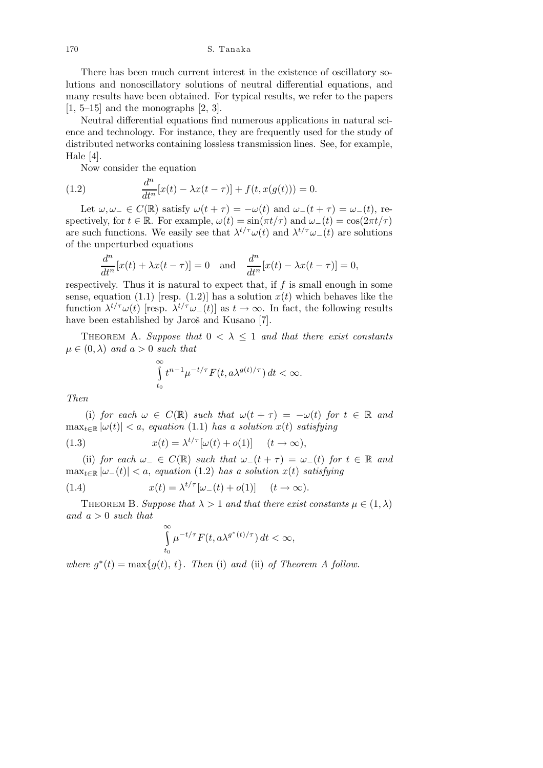There has been much current interest in the existence of oscillatory solutions and nonoscillatory solutions of neutral differential equations, and many results have been obtained. For typical results, we refer to the papers [1, 5–15] and the monographs [2, 3].

Neutral differential equations find numerous applications in natural science and technology. For instance, they are frequently used for the study of distributed networks containing lossless transmission lines. See, for example, Hale [4].

Now consider the equation

$$\frac{d^n}{dt^n}[x(t) - \lambda x(t-\tau)] + f(t, x(g(t))) = 0. \tag{1.2}$$

Let $\omega, \omega_- \in C(\mathbb{R})$ satisfy $\omega(t+\tau) = -\omega(t)$ and $\omega_-(t+\tau) = \omega_-(t)$, respectively, for $t \in \mathbb{R}$. For example, $\omega(t) = \sin(\pi t/\tau)$ and $\omega_-(t) = \cos(2\pi t/\tau)$ are such functions. We easily see that $\lambda^{t/\tau}\omega(t)$ and $\lambda^{t/\tau}\omega_-(t)$ are solutions of the unperturbed equations

$$\frac{d^n}{dt^n}[x(t) + \lambda x(t-\tau)] = 0 \quad \text{and} \quad \frac{d^n}{dt^n}[x(t) - \lambda x(t-\tau)] = 0,$$

respectively. Thus it is natural to expect that, if $f$ is small enough in some sense, equation (1.1) [resp. (1.2)] has a solution $x(t)$ which behaves like the function $\lambda^{t/\tau}\omega(t)$ [resp. $\lambda^{t/\tau}\omega_-(t)$] as $t \to \infty$. In fact, the following results have been established by Jaroš and Kusano [7].

Theorem A. *Suppose that $0 < \lambda \le 1$ and that there exist constants $\mu \in (0, \lambda)$ and $a > 0$ such that*

$$\int_{t_0}^{\infty} t^{n-1}\mu^{-t/\tau} F(t, a\lambda^{g(t)/\tau})\, dt < \infty.$$

*Then*

(i) *for each $\omega \in C(\mathbb{R})$ such that $\omega(t+\tau) = -\omega(t)$ for $t \in \mathbb{R}$ and $\max_{t\in\mathbb{R}} |\omega(t)| < a$, equation* (1.1) *has a solution $x(t)$ satisfying*

$$x(t) = \lambda^{t/\tau}[\omega(t) + o(1)] \quad (t \to \infty), \tag{1.3}$$

(ii) *for each $\omega_- \in C(\mathbb{R})$ such that $\omega_-(t+\tau) = \omega_-(t)$ for $t \in \mathbb{R}$ and $\max_{t\in\mathbb{R}} |\omega_-(t)| < a$, equation* (1.2) *has a solution $x(t)$ satisfying*

$$x(t) = \lambda^{t/\tau}[\omega_-(t) + o(1)] \quad (t \to \infty). \tag{1.4}$$

Theorem B. *Suppose that $\lambda > 1$ and that there exist constants $\mu \in (1, \lambda)$ and $a > 0$ such that*

$$\int_{t_0}^{\infty} \mu^{-t/\tau} F(t, a\lambda^{g^*(t)/\tau})\, dt < \infty,$$

*where $g^*(t) = \max\{g(t), t\}$. Then* (i) *and* (ii) *of Theorem A follow.*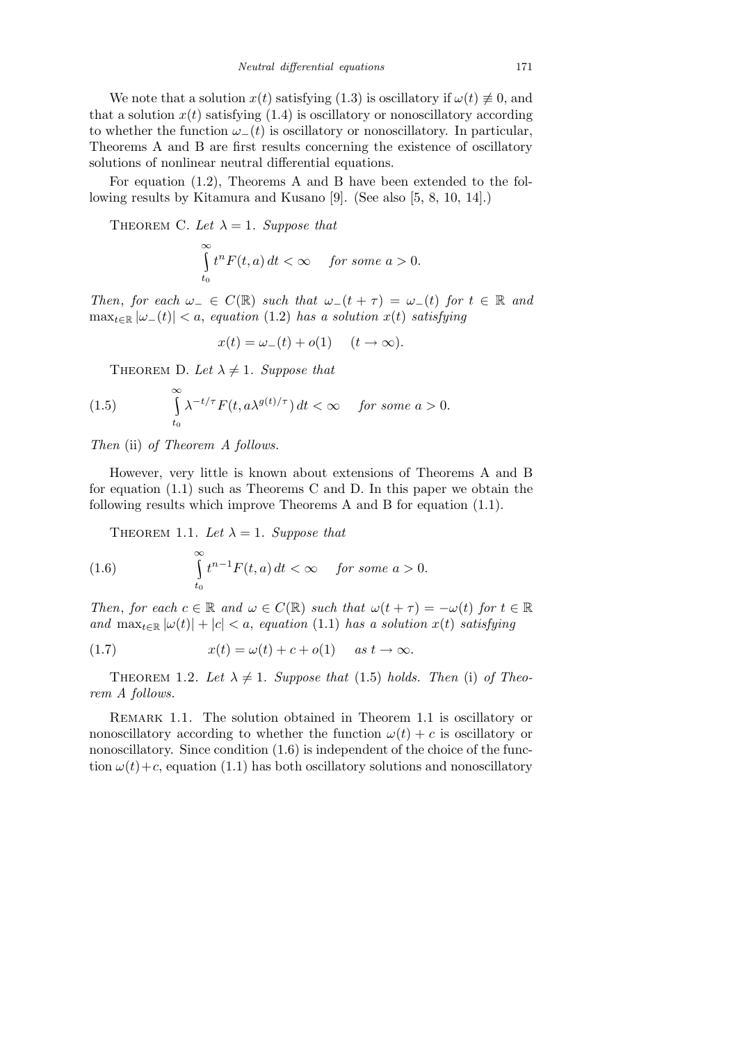We note that a solution $x(t)$ satisfying (1.3) is oscillatory if $\omega(t) \not\equiv 0$, and that a solution $x(t)$ satisfying (1.4) is oscillatory or nonoscillatory according to whether the function $\omega_-(t)$ is oscillatory or nonoscillatory. In particular, Theorems A and B are first results concerning the existence of oscillatory solutions of nonlinear neutral differential equations.

For equation (1.2), Theorems A and B have been extended to the following results by Kitamura and Kusano [9]. (See also [5, 8, 10, 14].)

Theorem C. *Let $\lambda = 1$. Suppose that*

$$\int_{t_0}^{\infty} t^n F(t, a)\, dt < \infty \quad \text{for some } a > 0.$$

*Then, for each $\omega_- \in C(\mathbb{R})$ such that $\omega_-(t + \tau) = \omega_-(t)$ for $t \in \mathbb{R}$ and $\max_{t\in\mathbb{R}} |\omega_-(t)| < a$, equation (1.2) has a solution $x(t)$ satisfying*

$$x(t) = \omega_-(t) + o(1) \quad (t \to \infty).$$

Theorem D. *Let $\lambda \neq 1$. Suppose that*

$$\int_{t_0}^{\infty} \lambda^{-t/\tau} F(t, a\lambda^{g(t)/\tau})\, dt < \infty \quad \text{for some } a > 0. \tag{1.5}$$

*Then* (ii) *of Theorem A follows.*

However, very little is known about extensions of Theorems A and B for equation (1.1) such as Theorems C and D. In this paper we obtain the following results which improve Theorems A and B for equation (1.1).

Theorem 1.1. *Let $\lambda = 1$. Suppose that*

$$\int_{t_0}^{\infty} t^{n-1} F(t, a)\, dt < \infty \quad \text{for some } a > 0. \tag{1.6}$$

*Then, for each $c \in \mathbb{R}$ and $\omega \in C(\mathbb{R})$ such that $\omega(t + \tau) = -\omega(t)$ for $t \in \mathbb{R}$ and $\max_{t\in\mathbb{R}} |\omega(t)| + |c| < a$, equation (1.1) has a solution $x(t)$ satisfying*

$$x(t) = \omega(t) + c + o(1) \quad \text{as } t \to \infty. \tag{1.7}$$

Theorem 1.2. *Let $\lambda \neq 1$. Suppose that* (1.5) *holds. Then* (i) *of Theorem A follows.*

Remark 1.1. The solution obtained in Theorem 1.1 is oscillatory or nonoscillatory according to whether the function $\omega(t) + c$ is oscillatory or nonoscillatory. Since condition (1.6) is independent of the choice of the function $\omega(t)+c$, equation (1.1) has both oscillatory solutions and nonoscillatory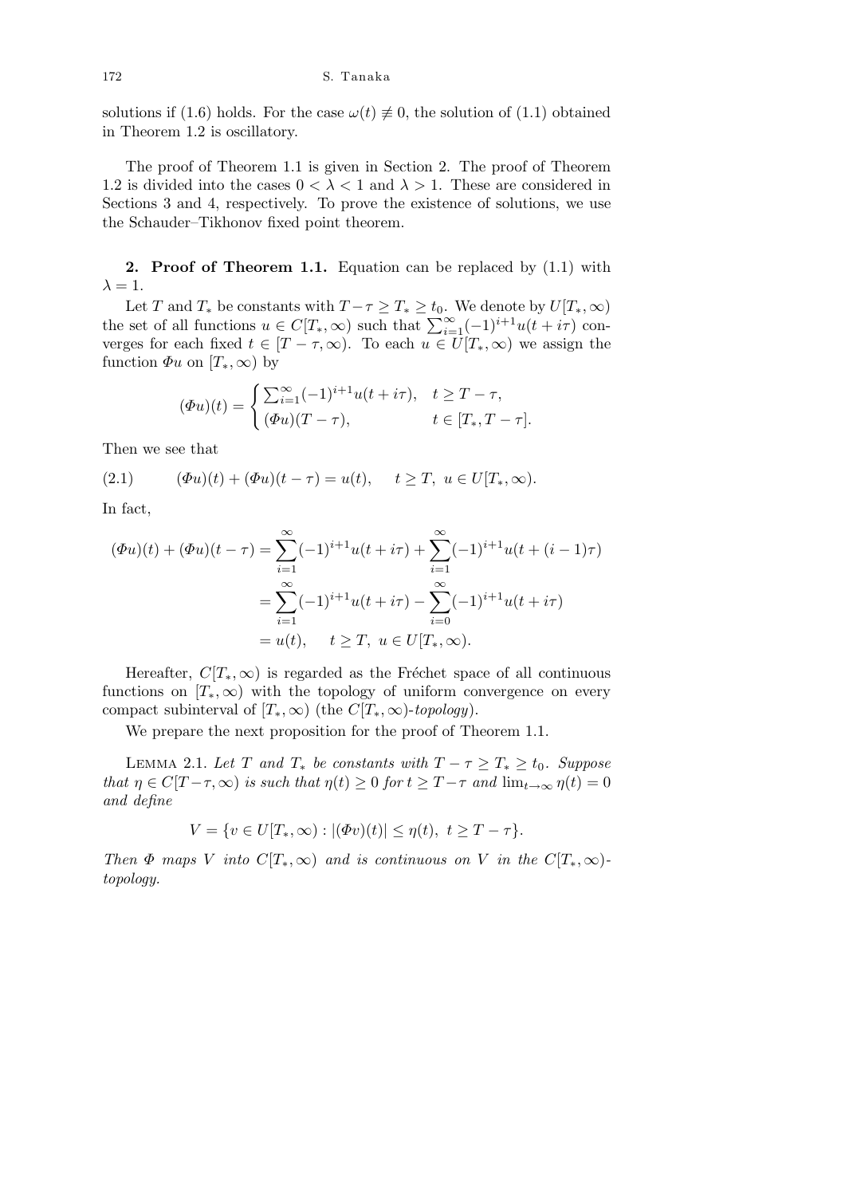solutions if (1.6) holds. For the case $\omega(t) \not\equiv 0$, the solution of (1.1) obtained in Theorem 1.2 is oscillatory.

The proof of Theorem 1.1 is given in Section 2. The proof of Theorem 1.2 is divided into the cases $0 < \lambda < 1$ and $\lambda > 1$. These are considered in Sections 3 and 4, respectively. To prove the existence of solutions, we use the Schauder–Tikhonov fixed point theorem.

**2. Proof of Theorem 1.1.** Equation can be replaced by (1.1) with $\lambda = 1$.

Let $T$ and $T_*$ be constants with $T - \tau \geq T_* \geq t_0$. We denote by $U[T_*, \infty)$ the set of all functions $u \in C[T_*, \infty)$ such that $\sum_{i=1}^{\infty}(-1)^{i+1}u(t+i\tau)$ converges for each fixed $t \in [T-\tau, \infty)$. To each $u \in U[T_*, \infty)$ we assign the function $\Phi u$ on $[T_*, \infty)$ by

$$(\Phi u)(t) = \begin{cases} \sum_{i=1}^{\infty}(-1)^{i+1}u(t+i\tau), & t \geq T-\tau, \\ (\Phi u)(T-\tau), & t \in [T_*, T-\tau]. \end{cases}$$

Then we see that

$$(2.1) \qquad (\Phi u)(t) + (\Phi u)(t-\tau) = u(t), \qquad t \geq T,\ u \in U[T_*, \infty).$$

In fact,

$$\begin{aligned}
(\Phi u)(t) + (\Phi u)(t-\tau) &= \sum_{i=1}^{\infty}(-1)^{i+1}u(t+i\tau) + \sum_{i=1}^{\infty}(-1)^{i+1}u(t+(i-1)\tau) \\
&= \sum_{i=1}^{\infty}(-1)^{i+1}u(t+i\tau) - \sum_{i=0}^{\infty}(-1)^{i+1}u(t+i\tau) \\
&= u(t), \qquad t \geq T,\ u \in U[T_*, \infty).
\end{aligned}$$

Hereafter, $C[T_*, \infty)$ is regarded as the Fréchet space of all continuous functions on $[T_*, \infty)$ with the topology of uniform convergence on every compact subinterval of $[T_*, \infty)$ (the $C[T_*, \infty)$-*topology*).

We prepare the next proposition for the proof of Theorem 1.1.

Lemma 2.1. *Let $T$ and $T_*$ be constants with $T - \tau \geq T_* \geq t_0$. Suppose that $\eta \in C[T-\tau, \infty)$ is such that $\eta(t) \geq 0$ for $t \geq T - \tau$ and $\lim_{t\to\infty} \eta(t) = 0$ and define*

$$V = \{v \in U[T_*, \infty) : |(\Phi v)(t)| \leq \eta(t),\ t \geq T-\tau\}.$$

*Then $\Phi$ maps $V$ into $C[T_*, \infty)$ and is continuous on $V$ in the $C[T_*, \infty)$-topology.*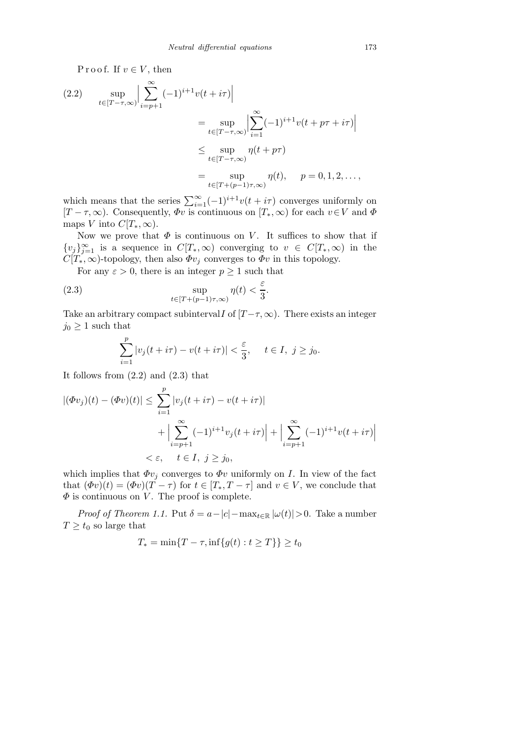Proof. If $v \in V$, then

$$
\begin{aligned}
(2.2) \qquad \sup_{t\in[T-\tau,\infty)}\Big|\sum_{i=p+1}^{\infty}(-1)^{i+1}v(t+i\tau)\Big|
&= \sup_{t\in[T-\tau,\infty)}\Big|\sum_{i=1}^{\infty}(-1)^{i+1}v(t+p\tau+i\tau)\Big| \\
&\le \sup_{t\in[T-\tau,\infty)} \eta(t+p\tau) \\
&= \sup_{t\in[T+(p-1)\tau,\infty)} \eta(t), \qquad p=0,1,2,\ldots,
\end{aligned}
$$

which means that the series $\sum_{i=1}^{\infty}(-1)^{i+1}v(t+i\tau)$ converges uniformly on $[T-\tau,\infty)$. Consequently, $\Phi v$ is continuous on $[T_*,\infty)$ for each $v\in V$ and $\Phi$ maps $V$ into $C[T_*,\infty)$.

Now we prove that $\Phi$ is continuous on $V$. It suffices to show that if $\{v_j\}_{j=1}^{\infty}$ is a sequence in $C[T_*,\infty)$ converging to $v \in C[T_*,\infty)$ in the $C[T_*,\infty)$-topology, then also $\Phi v_j$ converges to $\Phi v$ in this topology.

For any $\varepsilon > 0$, there is an integer $p \ge 1$ such that

$$
(2.3) \qquad \sup_{t\in[T+(p-1)\tau,\infty)} \eta(t) < \frac{\varepsilon}{3}.
$$

Take an arbitrary compact subinterval $I$ of $[T-\tau,\infty)$. There exists an integer $j_0 \ge 1$ such that

$$
\sum_{i=1}^{p}|v_j(t+i\tau)-v(t+i\tau)| < \frac{\varepsilon}{3}, \qquad t\in I,\ j\ge j_0.
$$

It follows from (2.2) and (2.3) that

$$
\begin{aligned}
|(\Phi v_j)(t)-(\Phi v)(t)| &\le \sum_{i=1}^{p}|v_j(t+i\tau)-v(t+i\tau)| \\
&\quad + \Big|\sum_{i=p+1}^{\infty}(-1)^{i+1}v_j(t+i\tau)\Big| + \Big|\sum_{i=p+1}^{\infty}(-1)^{i+1}v(t+i\tau)\Big| \\
&< \varepsilon, \qquad t\in I,\ j\ge j_0,
\end{aligned}
$$

which implies that $\Phi v_j$ converges to $\Phi v$ uniformly on $I$. In view of the fact that $(\Phi v)(t) = (\Phi v)(T-\tau)$ for $t\in[T_*,T-\tau]$ and $v\in V$, we conclude that $\Phi$ is continuous on $V$. The proof is complete.

*Proof of Theorem 1.1.* Put $\delta = a-|c|-\max_{t\in\mathbb{R}}|\omega(t)|>0$. Take a number $T\ge t_0$ so large that

$$
T_* = \min\{T-\tau, \inf\{g(t): t\ge T\}\} \ge t_0
$$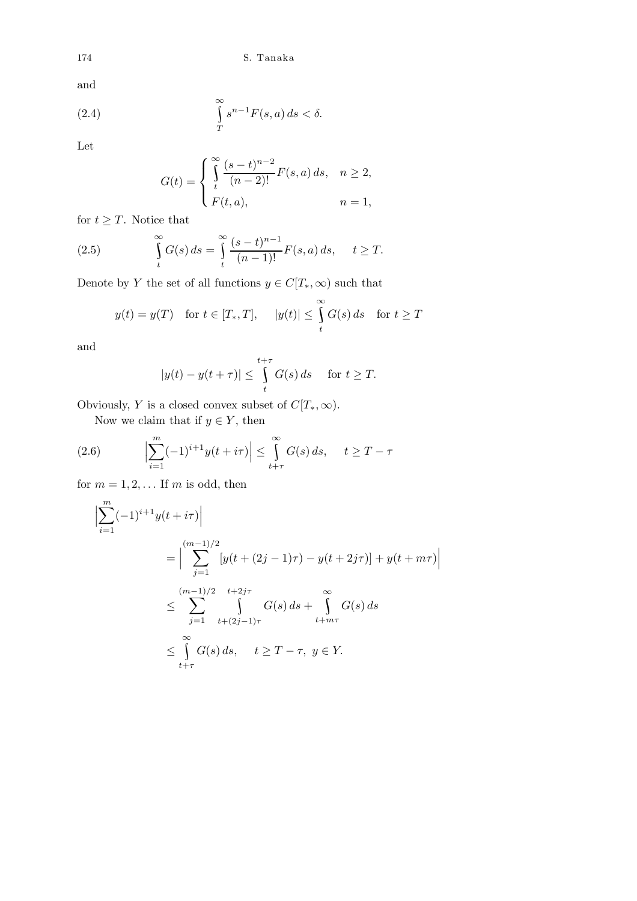and

$$\int_T^\infty s^{n-1} F(s,a)\,ds < \delta. \tag{2.4}$$

Let

$$G(t) = \begin{cases} \displaystyle\int_t^\infty \frac{(s-t)^{n-2}}{(n-2)!} F(s,a)\,ds, & n \ge 2, \\ F(t,a), & n = 1, \end{cases}$$

for $t \ge T$. Notice that

$$\int_t^\infty G(s)\,ds = \int_t^\infty \frac{(s-t)^{n-1}}{(n-1)!} F(s,a)\,ds, \qquad t \ge T. \tag{2.5}$$

Denote by $Y$ the set of all functions $y \in C[T_*,\infty)$ such that

$$y(t) = y(T) \quad \text{for } t \in [T_*,T], \qquad |y(t)| \le \int_t^\infty G(s)\,ds \quad \text{for } t \ge T$$

and

$$|y(t) - y(t+\tau)| \le \int_t^{t+\tau} G(s)\,ds \qquad \text{for } t \ge T.$$

Obviously, $Y$ is a closed convex subset of $C[T_*,\infty)$.

Now we claim that if $y \in Y$, then

$$\Big|\sum_{i=1}^m (-1)^{i+1} y(t+i\tau)\Big| \le \int_{t+\tau}^\infty G(s)\,ds, \qquad t \ge T-\tau \tag{2.6}$$

for $m = 1, 2, \ldots$ If $m$ is odd, then

$$\begin{aligned}
\Big|\sum_{i=1}^m (-1)^{i+1} y(t+i\tau)\Big| &= \Big|\sum_{j=1}^{(m-1)/2} [y(t+(2j-1)\tau) - y(t+2j\tau)] + y(t+m\tau)\Big| \\
&\le \sum_{j=1}^{(m-1)/2} \int_{t+(2j-1)\tau}^{t+2j\tau} G(s)\,ds + \int_{t+m\tau}^\infty G(s)\,ds \\
&\le \int_{t+\tau}^\infty G(s)\,ds, \qquad t \ge T-\tau,\ y \in Y.
\end{aligned}$$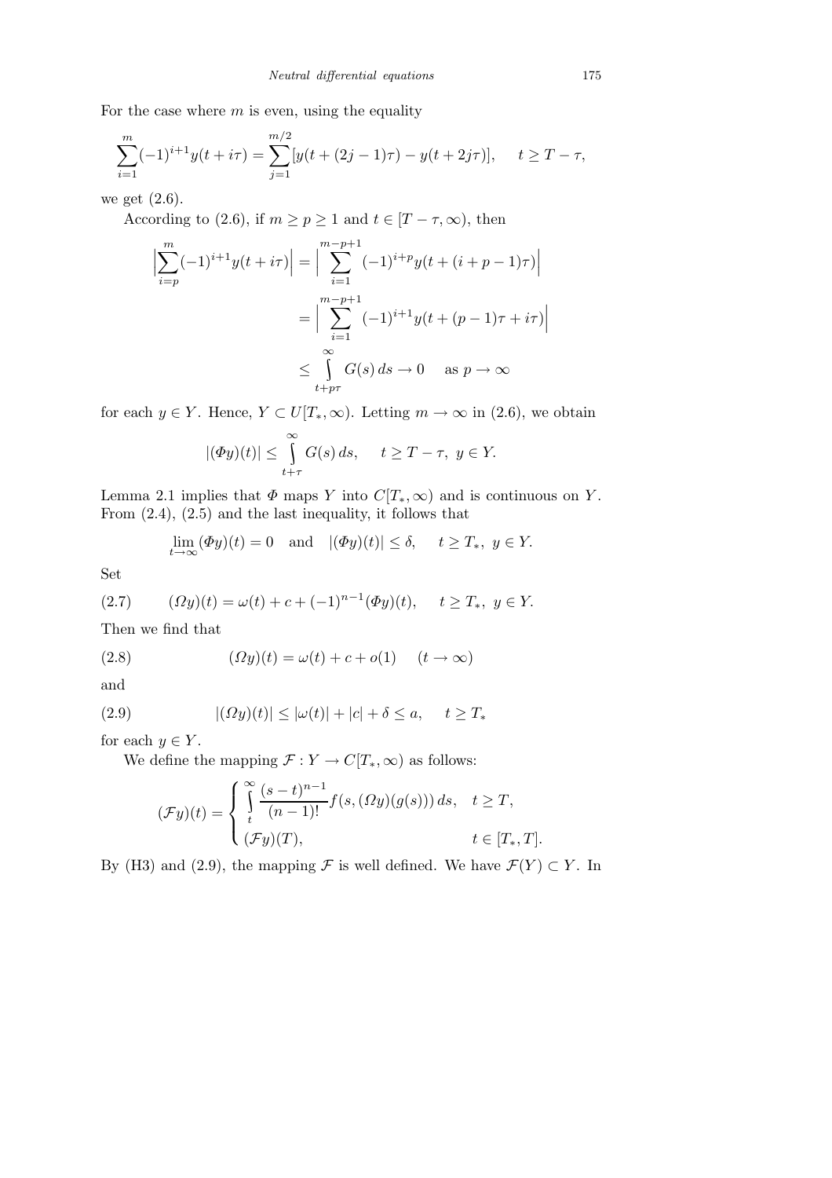For the case where $m$ is even, using the equality

$$\sum_{i=1}^{m}(-1)^{i+1}y(t+i\tau)=\sum_{j=1}^{m/2}[y(t+(2j-1)\tau)-y(t+2j\tau)],\qquad t\ge T-\tau,$$

we get (2.6).

According to (2.6), if $m\ge p\ge 1$ and $t\in[T-\tau,\infty)$, then

$$\begin{aligned}\Big|\sum_{i=p}^{m}(-1)^{i+1}y(t+i\tau)\Big| &= \Big|\sum_{i=1}^{m-p+1}(-1)^{i+p}y(t+(i+p-1)\tau)\Big|\\ &= \Big|\sum_{i=1}^{m-p+1}(-1)^{i+1}y(t+(p-1)\tau+i\tau)\Big|\\ &\le \int_{t+p\tau}^{\infty}G(s)\,ds\to 0\quad \text{ as } p\to\infty\end{aligned}$$

for each $y\in Y$. Hence, $Y\subset U[T_*,\infty)$. Letting $m\to\infty$ in (2.6), we obtain

$$|(\Phi y)(t)|\le\int_{t+\tau}^{\infty}G(s)\,ds,\qquad t\ge T-\tau,\ y\in Y.$$

Lemma 2.1 implies that $\Phi$ maps $Y$ into $C[T_*,\infty)$ and is continuous on $Y$. From (2.4), (2.5) and the last inequality, it follows that

$$\lim_{t\to\infty}(\Phi y)(t)=0\quad\text{and}\quad |(\Phi y)(t)|\le\delta,\qquad t\ge T_*,\ y\in Y.$$

Set

$$(\Omega y)(t)=\omega(t)+c+(-1)^{n-1}(\Phi y)(t),\qquad t\ge T_*,\ y\in Y. \tag{2.7}$$

Then we find that

$$(\Omega y)(t)=\omega(t)+c+o(1)\qquad(t\to\infty) \tag{2.8}$$

and

$$|(\Omega y)(t)|\le|\omega(t)|+|c|+\delta\le a,\qquad t\ge T_* \tag{2.9}$$

for each $y\in Y$.

We define the mapping $\mathcal{F}:Y\to C[T_*,\infty)$ as follows:

$$(\mathcal{F}y)(t)=\begin{cases}\displaystyle\int_t^{\infty}\frac{(s-t)^{n-1}}{(n-1)!}f(s,(\Omega y)(g(s)))\,ds, & t\ge T,\\ (\mathcal{F}y)(T), & t\in[T_*,T].\end{cases}$$

By (H3) and (2.9), the mapping $\mathcal{F}$ is well defined. We have $\mathcal{F}(Y)\subset Y$. In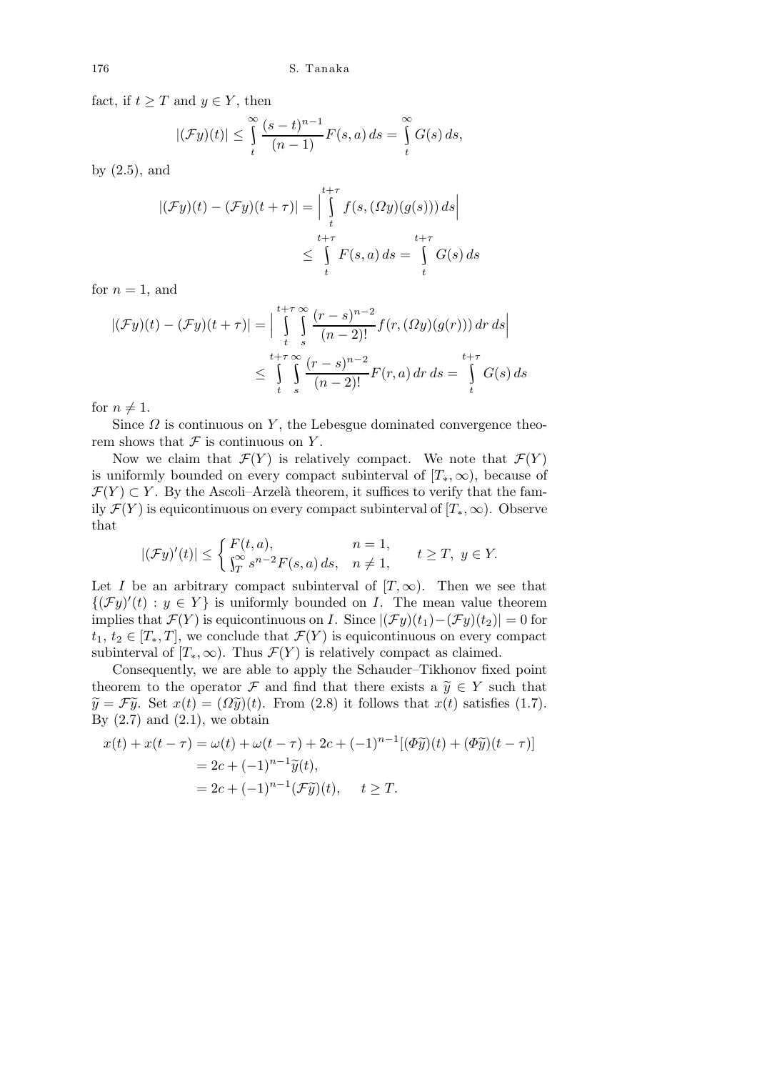fact, if $t \geq T$ and $y \in Y$, then

$$|(\mathcal{F}y)(t)| \leq \int_t^\infty \frac{(s-t)^{n-1}}{(n-1)} F(s,a)\,ds = \int_t^\infty G(s)\,ds,$$

by (2.5), and

$$\begin{aligned}
|(\mathcal{F}y)(t) - (\mathcal{F}y)(t+\tau)| &= \Big|\int_t^{t+\tau} f(s,(\Omega y)(g(s)))\,ds\Big| \\
&\leq \int_t^{t+\tau} F(s,a)\,ds = \int_t^{t+\tau} G(s)\,ds
\end{aligned}$$

for $n = 1$, and

$$\begin{aligned}
|(\mathcal{F}y)(t) - (\mathcal{F}y)(t+\tau)| &= \Big|\int_t^{t+\tau}\int_s^\infty \frac{(r-s)^{n-2}}{(n-2)!} f(r,(\Omega y)(g(r)))\,dr\,ds\Big| \\
&\leq \int_t^{t+\tau}\int_s^\infty \frac{(r-s)^{n-2}}{(n-2)!} F(r,a)\,dr\,ds = \int_t^{t+\tau} G(s)\,ds
\end{aligned}$$

for $n \neq 1$.

Since $\Omega$ is continuous on $Y$, the Lebesgue dominated convergence theorem shows that $\mathcal{F}$ is continuous on $Y$.

Now we claim that $\mathcal{F}(Y)$ is relatively compact. We note that $\mathcal{F}(Y)$ is uniformly bounded on every compact subinterval of $[T_*,\infty)$, because of $\mathcal{F}(Y) \subset Y$. By the Ascoli–Arzelà theorem, it suffices to verify that the family $\mathcal{F}(Y)$ is equicontinuous on every compact subinterval of $[T_*,\infty)$. Observe that

$$|(\mathcal{F}y)'(t)| \leq \begin{cases} F(t,a), & n = 1, \\ \int_T^\infty s^{n-2} F(s,a)\,ds, & n \neq 1, \end{cases} \qquad t \geq T,\ y \in Y.$$

Let $I$ be an arbitrary compact subinterval of $[T,\infty)$. Then we see that $\{(\mathcal{F}y)'(t) : y \in Y\}$ is uniformly bounded on $I$. The mean value theorem implies that $\mathcal{F}(Y)$ is equicontinuous on $I$. Since $|(\mathcal{F}y)(t_1) - (\mathcal{F}y)(t_2)| = 0$ for $t_1, t_2 \in [T_*, T]$, we conclude that $\mathcal{F}(Y)$ is equicontinuous on every compact subinterval of $[T_*,\infty)$. Thus $\mathcal{F}(Y)$ is relatively compact as claimed.

Consequently, we are able to apply the Schauder–Tikhonov fixed point theorem to the operator $\mathcal{F}$ and find that there exists a $\widetilde{y} \in Y$ such that $\widetilde{y} = \mathcal{F}\widetilde{y}$. Set $x(t) = (\Omega\widetilde{y})(t)$. From (2.8) it follows that $x(t)$ satisfies (1.7). By (2.7) and (2.1), we obtain

$$\begin{aligned}
x(t) + x(t-\tau) &= \omega(t) + \omega(t-\tau) + 2c + (-1)^{n-1}[(\Phi\widetilde{y})(t) + (\Phi\widetilde{y})(t-\tau)] \\
&= 2c + (-1)^{n-1}\widetilde{y}(t), \\
&= 2c + (-1)^{n-1}(\mathcal{F}\widetilde{y})(t), \qquad t \geq T.
\end{aligned}$$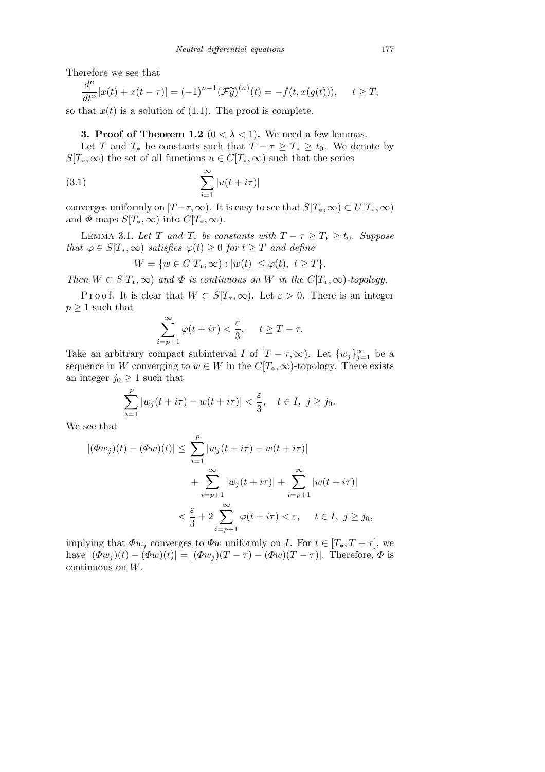Therefore we see that

$$\frac{d^n}{dt^n}[x(t)+x(t-\tau)] = (-1)^{n-1}(\mathcal{F}\widetilde{y})^{(n)}(t) = -f(t,x(g(t))), \quad t \ge T,$$

so that $x(t)$ is a solution of (1.1). The proof is complete.

**3. Proof of Theorem 1.2** $(0<\lambda<1)$**.** We need a few lemmas.

Let $T$ and $T_*$ be constants such that $T-\tau \ge T_* \ge t_0$. We denote by $S[T_*,\infty)$ the set of all functions $u \in C[T_*,\infty)$ such that the series

$$\sum_{i=1}^{\infty} |u(t+i\tau)| \tag{3.1}$$

converges uniformly on $[T-\tau,\infty)$. It is easy to see that $S[T_*,\infty) \subset U[T_*,\infty)$ and $\Phi$ maps $S[T_*,\infty)$ into $C[T_*,\infty)$.

Lemma 3.1. *Let $T$ and $T_*$ be constants with $T-\tau \ge T_* \ge t_0$. Suppose that $\varphi \in S[T_*,\infty)$ satisfies $\varphi(t) \ge 0$ for $t \ge T$ and define*

$$W = \{w \in C[T_*,\infty) : |w(t)| \le \varphi(t),\ t \ge T\}.$$

*Then $W \subset S[T_*,\infty)$ and $\Phi$ is continuous on $W$ in the $C[T_*,\infty)$-topology.*

Proof. It is clear that $W \subset S[T_*,\infty)$. Let $\varepsilon > 0$. There is an integer $p \ge 1$ such that

$$\sum_{i=p+1}^{\infty} \varphi(t+i\tau) < \frac{\varepsilon}{3}, \quad t \ge T-\tau.$$

Take an arbitrary compact subinterval $I$ of $[T-\tau,\infty)$. Let $\{w_j\}_{j=1}^{\infty}$ be a sequence in $W$ converging to $w \in W$ in the $C[T_*,\infty)$-topology. There exists an integer $j_0 \ge 1$ such that

$$\sum_{i=1}^{p} |w_j(t+i\tau) - w(t+i\tau)| < \frac{\varepsilon}{3}, \quad t \in I,\ j \ge j_0.$$

We see that

$$\begin{aligned}
|(\Phi w_j)(t) - (\Phi w)(t)| &\le \sum_{i=1}^{p} |w_j(t+i\tau) - w(t+i\tau)| \\
&\quad + \sum_{i=p+1}^{\infty} |w_j(t+i\tau)| + \sum_{i=p+1}^{\infty} |w(t+i\tau)| \\
&< \frac{\varepsilon}{3} + 2\sum_{i=p+1}^{\infty} \varphi(t+i\tau) < \varepsilon, \quad t \in I,\ j \ge j_0,
\end{aligned}$$

implying that $\Phi w_j$ converges to $\Phi w$ uniformly on $I$. For $t \in [T_*, T-\tau]$, we have $|(\Phi w_j)(t) - (\Phi w)(t)| = |(\Phi w_j)(T-\tau) - (\Phi w)(T-\tau)|$. Therefore, $\Phi$ is continuous on $W$.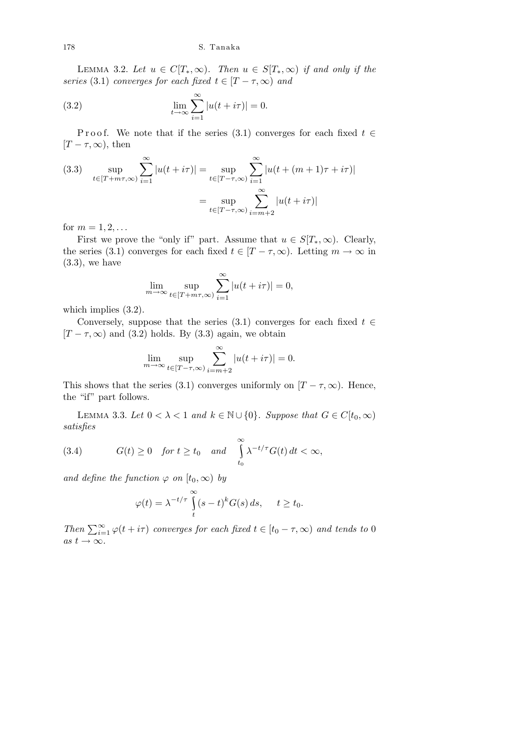**Lemma 3.2.** *Let $u \in C[T_*, \infty)$. Then $u \in S[T_*, \infty)$ if and only if the series* (3.1) *converges for each fixed $t \in [T - \tau, \infty)$ and*

$$\lim_{t \to \infty} \sum_{i=1}^{\infty} |u(t + i\tau)| = 0. \tag{3.2}$$

Proof. We note that if the series (3.1) converges for each fixed $t \in [T - \tau, \infty)$, then

$$\begin{aligned}
\sup_{t \in [T + m\tau, \infty)} \sum_{i=1}^{\infty} |u(t + i\tau)| &= \sup_{t \in [T - \tau, \infty)} \sum_{i=1}^{\infty} |u(t + (m+1)\tau + i\tau)| \\
&= \sup_{t \in [T - \tau, \infty)} \sum_{i=m+2}^{\infty} |u(t + i\tau)|
\end{aligned} \tag{3.3}$$

for $m = 1, 2, \ldots$

First we prove the "only if" part. Assume that $u \in S[T_*, \infty)$. Clearly, the series (3.1) converges for each fixed $t \in [T - \tau, \infty)$. Letting $m \to \infty$ in (3.3), we have

$$\lim_{m \to \infty} \sup_{t \in [T + m\tau, \infty)} \sum_{i=1}^{\infty} |u(t + i\tau)| = 0,$$

which implies (3.2).

Conversely, suppose that the series (3.1) converges for each fixed $t \in [T - \tau, \infty)$ and (3.2) holds. By (3.3) again, we obtain

$$\lim_{m \to \infty} \sup_{t \in [T - \tau, \infty)} \sum_{i=m+2}^{\infty} |u(t + i\tau)| = 0.$$

This shows that the series (3.1) converges uniformly on $[T - \tau, \infty)$. Hence, the "if" part follows.

**Lemma 3.3.** *Let $0 < \lambda < 1$ and $k \in \mathbb{N} \cup \{0\}$. Suppose that $G \in C[t_0, \infty)$ satisfies*

$$G(t) \ge 0 \quad \text{for } t \ge t_0 \quad \text{and} \quad \int_{t_0}^{\infty} \lambda^{-t/\tau} G(t)\, dt < \infty, \tag{3.4}$$

*and define the function $\varphi$ on $[t_0, \infty)$ by*

$$\varphi(t) = \lambda^{-t/\tau} \int_{t}^{\infty} (s - t)^k G(s)\, ds, \qquad t \ge t_0.$$

*Then $\sum_{i=1}^{\infty} \varphi(t + i\tau)$ converges for each fixed $t \in [t_0 - \tau, \infty)$ and tends to $0$ as $t \to \infty$.*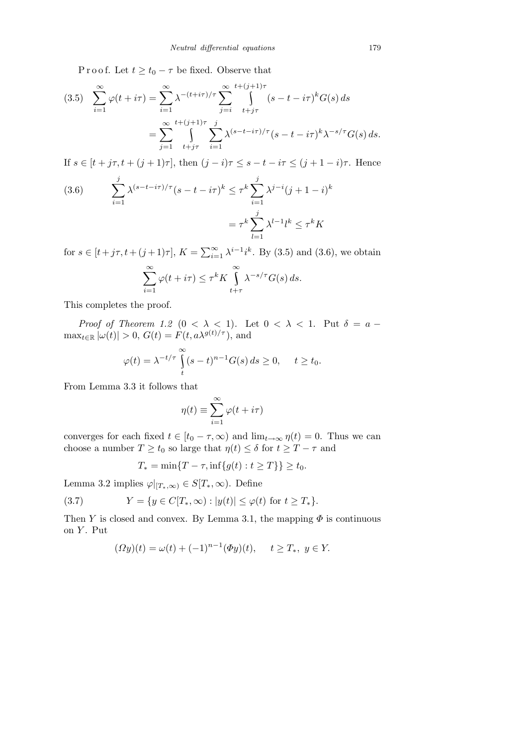P r o o f. Let $t \geq t_0 - \tau$ be fixed. Observe that

$$\begin{aligned}
(3.5)\quad \sum_{i=1}^{\infty} \varphi(t+i\tau) &= \sum_{i=1}^{\infty} \lambda^{-(t+i\tau)/\tau} \sum_{j=i}^{\infty} \int\limits_{t+j\tau}^{t+(j+1)\tau} (s-t-i\tau)^k G(s)\, ds \\
&= \sum_{j=1}^{\infty} \int\limits_{t+j\tau}^{t+(j+1)\tau} \sum_{i=1}^{j} \lambda^{(s-t-i\tau)/\tau} (s-t-i\tau)^k \lambda^{-s/\tau} G(s)\, ds.
\end{aligned}$$

If $s \in [t+j\tau, t+(j+1)\tau]$, then $(j-i)\tau \leq s-t-i\tau \leq (j+1-i)\tau$. Hence

$$\begin{aligned}
(3.6)\qquad \sum_{i=1}^{j} \lambda^{(s-t-i\tau)/\tau} (s-t-i\tau)^k &\leq \tau^k \sum_{i=1}^{j} \lambda^{j-i} (j+1-i)^k \\
&= \tau^k \sum_{l=1}^{j} \lambda^{l-1} l^k \leq \tau^k K
\end{aligned}$$

for $s \in [t+j\tau, t+(j+1)\tau]$, $K = \sum_{i=1}^{\infty} \lambda^{i-1} i^k$. By (3.5) and (3.6), we obtain

$$\sum_{i=1}^{\infty} \varphi(t+i\tau) \leq \tau^k K \int\limits_{t+\tau}^{\infty} \lambda^{-s/\tau} G(s)\, ds.$$

This completes the proof.

*Proof of Theorem 1.2* ($0 < \lambda < 1$). Let $0 < \lambda < 1$. Put $\delta = a - \max_{t\in\mathbb{R}} |\omega(t)| > 0$, $G(t) = F(t, a\lambda^{g(t)/\tau})$, and

$$\varphi(t) = \lambda^{-t/\tau} \int\limits_{t}^{\infty} (s-t)^{n-1} G(s)\, ds \geq 0, \qquad t \geq t_0.$$

From Lemma 3.3 it follows that

$$\eta(t) \equiv \sum_{i=1}^{\infty} \varphi(t+i\tau)$$

converges for each fixed $t \in [t_0 - \tau, \infty)$ and $\lim_{t\to\infty} \eta(t) = 0$. Thus we can choose a number $T \geq t_0$ so large that $\eta(t) \leq \delta$ for $t \geq T - \tau$ and

$$T_* = \min\{T - \tau, \inf\{g(t) : t \geq T\}\} \geq t_0.$$

Lemma 3.2 implies $\varphi|_{[T_*,\infty)} \in S[T_*, \infty)$. Define

$$(3.7)\qquad Y = \{y \in C[T_*, \infty) : |y(t)| \leq \varphi(t) \text{ for } t \geq T_*\}.$$

Then $Y$ is closed and convex. By Lemma 3.1, the mapping $\Phi$ is continuous on $Y$. Put

$$(\Omega y)(t) = \omega(t) + (-1)^{n-1} (\Phi y)(t), \qquad t \geq T_*,\ y \in Y.$$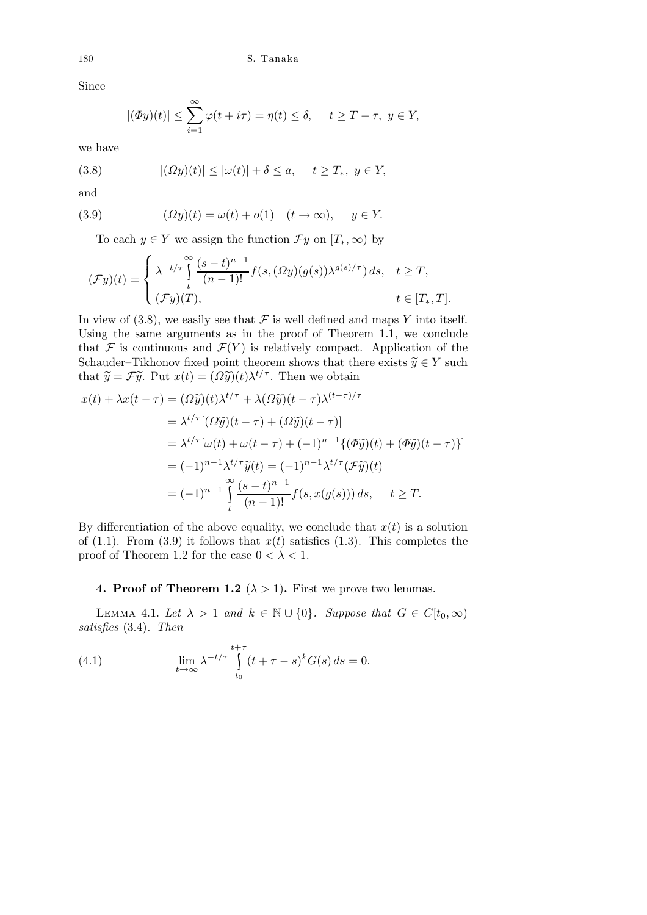Since

$$|(\Phi y)(t)| \le \sum_{i=1}^{\infty} \varphi(t+i\tau) = \eta(t) \le \delta, \quad t \ge T-\tau,\ y \in Y,$$

we have

$$(3.8) \qquad |(\Omega y)(t)| \le |\omega(t)| + \delta \le a, \quad t \ge T_*,\ y \in Y,$$

and

$$(3.9) \qquad (\Omega y)(t) = \omega(t) + o(1) \quad (t \to \infty), \quad y \in Y.$$

To each $y \in Y$ we assign the function $\mathcal{F}y$ on $[T_*, \infty)$ by

$$(\mathcal{F}y)(t) = \begin{cases} \lambda^{-t/\tau} \int_t^{\infty} \frac{(s-t)^{n-1}}{(n-1)!} f(s, (\Omega y)(g(s))\lambda^{g(s)/\tau})\, ds, & t \ge T, \\ (\mathcal{F}y)(T), & t \in [T_*, T]. \end{cases}$$

In view of (3.8), we easily see that $\mathcal{F}$ is well defined and maps $Y$ into itself. Using the same arguments as in the proof of Theorem 1.1, we conclude that $\mathcal{F}$ is continuous and $\mathcal{F}(Y)$ is relatively compact. Application of the Schauder–Tikhonov fixed point theorem shows that there exists $\widetilde{y} \in Y$ such that $\widetilde{y} = \mathcal{F}\widetilde{y}$. Put $x(t) = (\Omega\widetilde{y})(t)\lambda^{t/\tau}$. Then we obtain

$$\begin{aligned} x(t) + \lambda x(t-\tau) &= (\Omega\widetilde{y})(t)\lambda^{t/\tau} + \lambda(\Omega\widetilde{y})(t-\tau)\lambda^{(t-\tau)/\tau} \\ &= \lambda^{t/\tau}[(\Omega\widetilde{y})(t-\tau) + (\Omega\widetilde{y})(t-\tau)] \\ &= \lambda^{t/\tau}[\omega(t) + \omega(t-\tau) + (-1)^{n-1}\{(\Phi\widetilde{y})(t) + (\Phi\widetilde{y})(t-\tau)\}] \\ &= (-1)^{n-1}\lambda^{t/\tau}\widetilde{y}(t) = (-1)^{n-1}\lambda^{t/\tau}(\mathcal{F}\widetilde{y})(t) \\ &= (-1)^{n-1}\int_t^{\infty} \frac{(s-t)^{n-1}}{(n-1)!} f(s, x(g(s)))\, ds, \quad t \ge T. \end{aligned}$$

By differentiation of the above equality, we conclude that $x(t)$ is a solution of (1.1). From (3.9) it follows that $x(t)$ satisfies (1.3). This completes the proof of Theorem 1.2 for the case $0 < \lambda < 1$.

## 4. Proof of Theorem 1.2 ($\lambda > 1$).

First we prove two lemmas.

LEMMA 4.1. *Let $\lambda > 1$ and $k \in \mathbb{N} \cup \{0\}$. Suppose that $G \in C[t_0, \infty)$ satisfies* (3.4). *Then*

$$(4.1) \qquad \lim_{t\to\infty} \lambda^{-t/\tau} \int_{t_0}^{t+\tau} (t+\tau-s)^k G(s)\, ds = 0.$$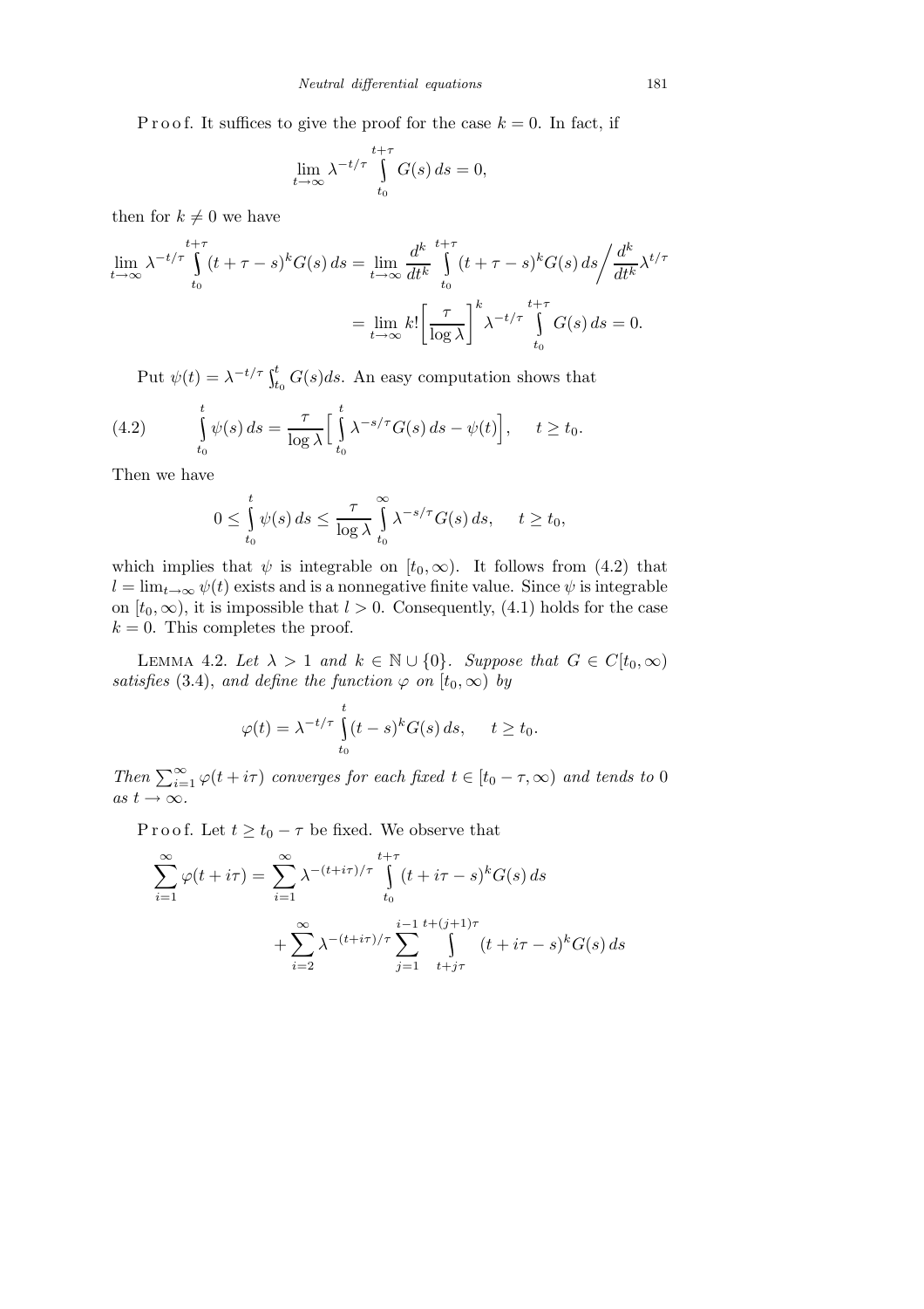P r o o f. It suffices to give the proof for the case $k = 0$. In fact, if

$$\lim_{t\to\infty} \lambda^{-t/\tau} \int_{t_0}^{t+\tau} G(s)\, ds = 0,$$

then for $k \neq 0$ we have

$$\lim_{t\to\infty} \lambda^{-t/\tau} \int_{t_0}^{t+\tau} (t+\tau-s)^k G(s)\, ds = \lim_{t\to\infty} \frac{d^k}{dt^k} \int_{t_0}^{t+\tau} (t+\tau-s)^k G(s)\, ds \Big/ \frac{d^k}{dt^k} \lambda^{t/\tau}$$
$$= \lim_{t\to\infty} k! \left[\frac{\tau}{\log\lambda}\right]^k \lambda^{-t/\tau} \int_{t_0}^{t+\tau} G(s)\, ds = 0.$$

Put $\psi(t) = \lambda^{-t/\tau} \int_{t_0}^{t} G(s) ds$. An easy computation shows that

$$\int_{t_0}^{t} \psi(s)\, ds = \frac{\tau}{\log\lambda}\Big[\int_{t_0}^{t} \lambda^{-s/\tau} G(s)\, ds - \psi(t)\Big], \quad t \geq t_0. \tag{4.2}$$

Then we have

$$0 \leq \int_{t_0}^{t} \psi(s)\, ds \leq \frac{\tau}{\log\lambda} \int_{t_0}^{\infty} \lambda^{-s/\tau} G(s)\, ds, \quad t \geq t_0,$$

which implies that $\psi$ is integrable on $[t_0,\infty)$. It follows from (4.2) that $l = \lim_{t\to\infty} \psi(t)$ exists and is a nonnegative finite value. Since $\psi$ is integrable on $[t_0,\infty)$, it is impossible that $l > 0$. Consequently, (4.1) holds for the case $k = 0$. This completes the proof.

LEMMA 4.2. *Let $\lambda > 1$ and $k \in \mathbb{N} \cup \{0\}$. Suppose that $G \in C[t_0,\infty)$ satisfies* (3.4), *and define the function $\varphi$ on $[t_0,\infty)$ by*

$$\varphi(t) = \lambda^{-t/\tau} \int_{t_0}^{t} (t-s)^k G(s)\, ds, \quad t \geq t_0.$$

*Then $\sum_{i=1}^{\infty} \varphi(t+i\tau)$ converges for each fixed $t \in [t_0-\tau,\infty)$ and tends to* 0 *as $t \to \infty$.*

P r o o f. Let $t \geq t_0 - \tau$ be fixed. We observe that

$$\sum_{i=1}^{\infty} \varphi(t+i\tau) = \sum_{i=1}^{\infty} \lambda^{-(t+i\tau)/\tau} \int_{t_0}^{t+\tau} (t+i\tau-s)^k G(s)\, ds$$
$$+ \sum_{i=2}^{\infty} \lambda^{-(t+i\tau)/\tau} \sum_{j=1}^{i-1} \int_{t+j\tau}^{t+(j+1)\tau} (t+i\tau-s)^k G(s)\, ds$$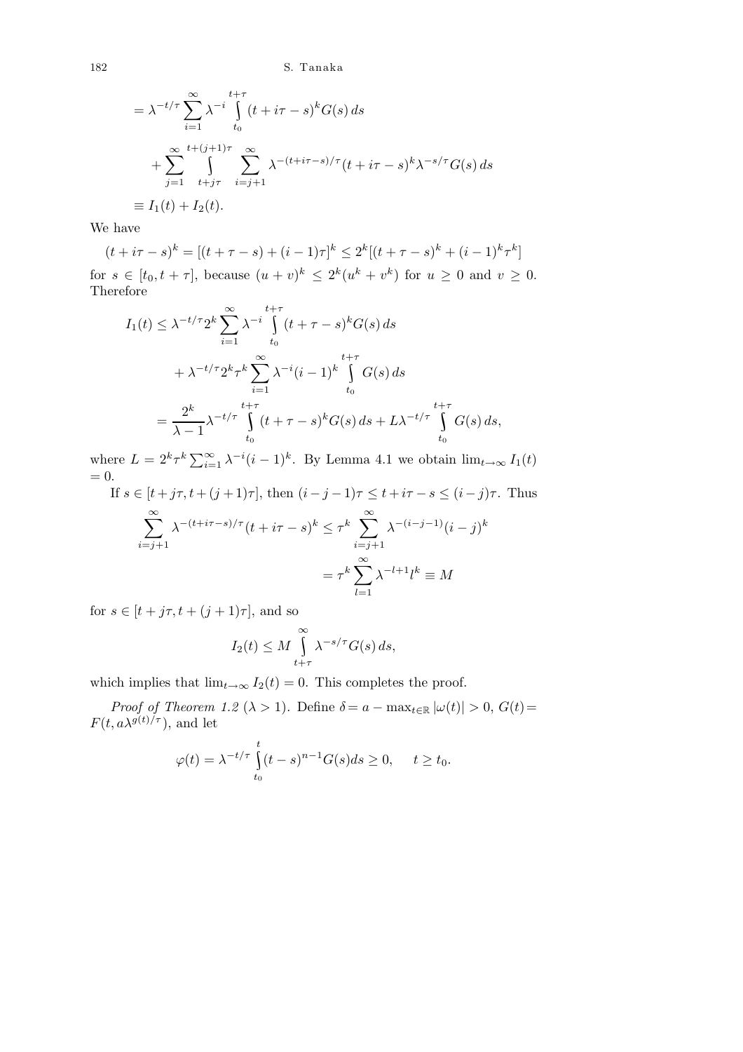$$= \lambda^{-t/\tau} \sum_{i=1}^{\infty} \lambda^{-i} \int_{t_0}^{t+\tau} (t+i\tau - s)^k G(s)\, ds$$

$$+ \sum_{j=1}^{\infty} \int_{t+j\tau}^{t+(j+1)\tau} \sum_{i=j+1}^{\infty} \lambda^{-(t+i\tau-s)/\tau} (t+i\tau-s)^k \lambda^{-s/\tau} G(s)\, ds$$

$$\equiv I_1(t) + I_2(t).$$

We have

$$(t+i\tau-s)^k = [(t+\tau-s)+(i-1)\tau]^k \le 2^k[(t+\tau-s)^k + (i-1)^k\tau^k]$$

for $s \in [t_0, t+\tau]$, because $(u+v)^k \le 2^k(u^k+v^k)$ for $u \ge 0$ and $v \ge 0$. Therefore

$$I_1(t) \le \lambda^{-t/\tau} 2^k \sum_{i=1}^{\infty} \lambda^{-i} \int_{t_0}^{t+\tau} (t+\tau-s)^k G(s)\, ds$$

$$+ \lambda^{-t/\tau} 2^k \tau^k \sum_{i=1}^{\infty} \lambda^{-i} (i-1)^k \int_{t_0}^{t+\tau} G(s)\, ds$$

$$= \frac{2^k}{\lambda-1} \lambda^{-t/\tau} \int_{t_0}^{t+\tau} (t+\tau-s)^k G(s)\, ds + L\lambda^{-t/\tau} \int_{t_0}^{t+\tau} G(s)\, ds,$$

where $L = 2^k\tau^k \sum_{i=1}^{\infty} \lambda^{-i}(i-1)^k$. By Lemma 4.1 we obtain $\lim_{t\to\infty} I_1(t) = 0$.

If $s \in [t+j\tau, t+(j+1)\tau]$, then $(i-j-1)\tau \le t+i\tau-s \le (i-j)\tau$. Thus

$$\sum_{i=j+1}^{\infty} \lambda^{-(t+i\tau-s)/\tau}(t+i\tau-s)^k \le \tau^k \sum_{i=j+1}^{\infty} \lambda^{-(i-j-1)}(i-j)^k$$

$$= \tau^k \sum_{l=1}^{\infty} \lambda^{-l+1} l^k \equiv M$$

for $s \in [t+j\tau, t+(j+1)\tau]$, and so

$$I_2(t) \le M \int_{t+\tau}^{\infty} \lambda^{-s/\tau} G(s)\, ds,$$

which implies that $\lim_{t\to\infty} I_2(t) = 0$. This completes the proof.

*Proof of Theorem 1.2* ($\lambda > 1$). Define $\delta = a - \max_{t\in\mathbb{R}} |\omega(t)| > 0$, $G(t) = F(t, a\lambda^{g(t)/\tau})$, and let

$$\varphi(t) = \lambda^{-t/\tau} \int_{t_0}^{t} (t-s)^{n-1} G(s) ds \ge 0, \quad t \ge t_0.$$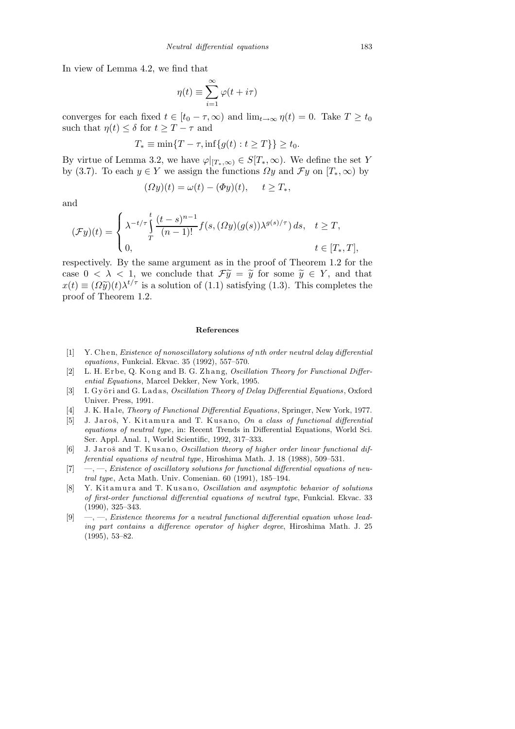In view of Lemma 4.2, we find that

$$\eta(t) \equiv \sum_{i=1}^{\infty} \varphi(t + i\tau)$$

converges for each fixed $t \in [t_0 - \tau, \infty)$ and $\lim_{t\to\infty} \eta(t) = 0$. Take $T \geq t_0$ such that $\eta(t) \leq \delta$ for $t \geq T - \tau$ and

$$T_* \equiv \min\{T - \tau, \inf\{g(t) : t \geq T\}\} \geq t_0.$$

By virtue of Lemma 3.2, we have $\varphi|_{[T_*,\infty)} \in S[T_*, \infty)$. We define the set $Y$ by (3.7). To each $y \in Y$ we assign the functions $\Omega y$ and $\mathcal{F} y$ on $[T_*, \infty)$ by

$$(\Omega y)(t) = \omega(t) - (\Phi y)(t), \qquad t \geq T_*,$$

and

$$(\mathcal{F}y)(t) = \begin{cases} \lambda^{-t/\tau} \int\limits_T^t \dfrac{(t-s)^{n-1}}{(n-1)!} f(s, (\Omega y)(g(s))\lambda^{g(s)/\tau})\, ds, & t \geq T, \\ 0, & t \in [T_*, T], \end{cases}$$

respectively. By the same argument as in the proof of Theorem 1.2 for the case $0 < \lambda < 1$, we conclude that $\mathcal{F}\widetilde{y} = \widetilde{y}$ for some $\widetilde{y} \in Y$, and that $x(t) \equiv (\Omega\widetilde{y})(t)\lambda^{t/\tau}$ is a solution of (1.1) satisfying (1.3). This completes the proof of Theorem 1.2.

## References

[1] Y. Chen, *Existence of nonoscillatory solutions of nth order neutral delay differential equations*, Funkcial. Ekvac. 35 (1992), 557–570.

[2] L. H. Erbe, Q. Kong and B. G. Zhang, *Oscillation Theory for Functional Differential Equations*, Marcel Dekker, New York, 1995.

[3] I. Györi and G. Ladas, *Oscillation Theory of Delay Differential Equations*, Oxford Univer. Press, 1991.

[4] J. K. Hale, *Theory of Functional Differential Equations*, Springer, New York, 1977.

[5] J. Jaroš, Y. Kitamura and T. Kusano, *On a class of functional differential equations of neutral type*, in: Recent Trends in Differential Equations, World Sci. Ser. Appl. Anal. 1, World Scientific, 1992, 317–333.

[6] J. Jaroš and T. Kusano, *Oscillation theory of higher order linear functional differential equations of neutral type*, Hiroshima Math. J. 18 (1988), 509–531.

[7] —, —, *Existence of oscillatory solutions for functional differential equations of neutral type*, Acta Math. Univ. Comenian. 60 (1991), 185–194.

[8] Y. Kitamura and T. Kusano, *Oscillation and asymptotic behavior of solutions of first-order functional differential equations of neutral type*, Funkcial. Ekvac. 33 (1990), 325–343.

[9] —, —, *Existence theorems for a neutral functional differential equation whose leading part contains a difference operator of higher degree*, Hiroshima Math. J. 25 (1995), 53–82.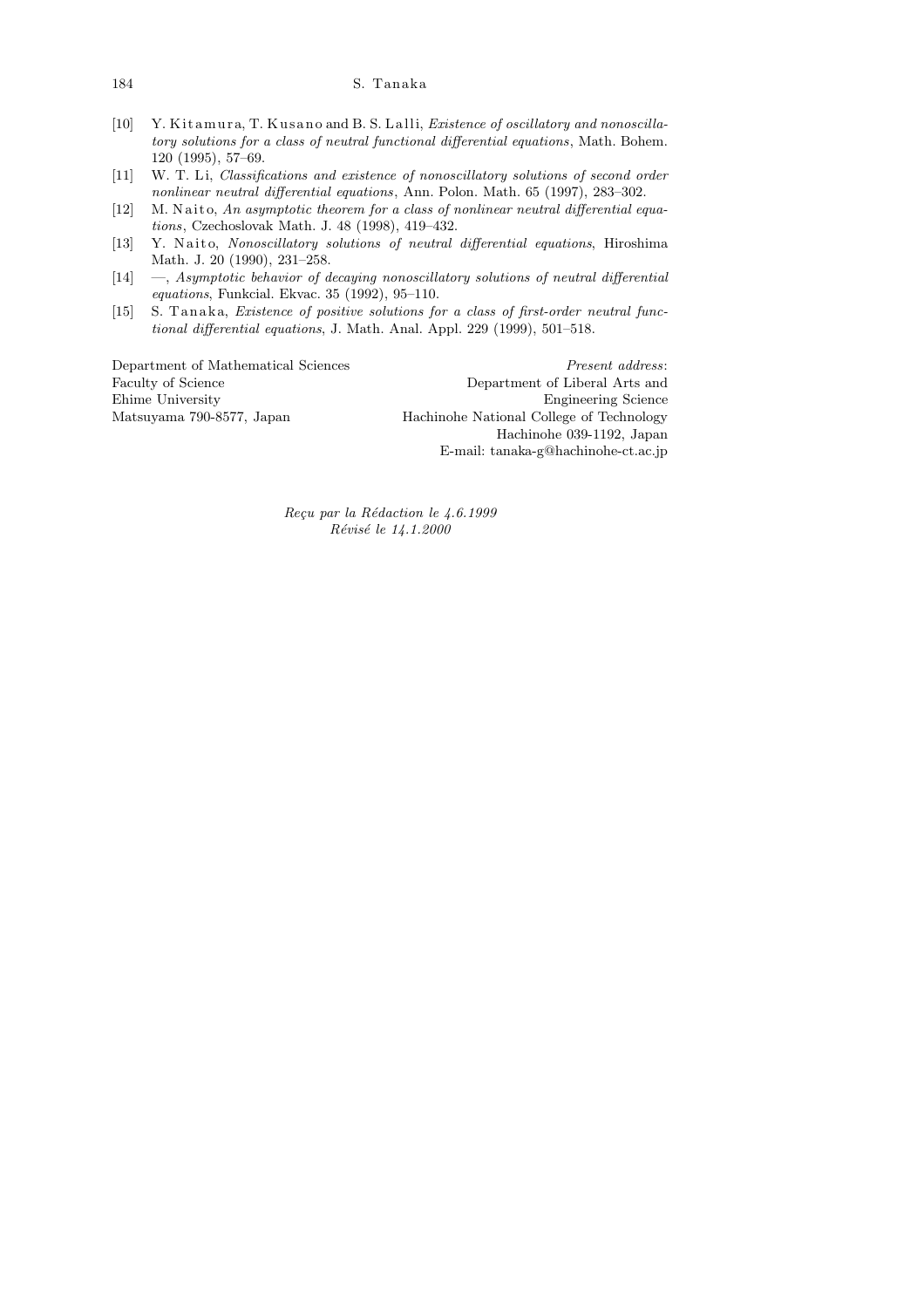[10] Y. Kitamura, T. Kusano and B. S. Lalli, *Existence of oscillatory and nonoscillatory solutions for a class of neutral functional differential equations*, Math. Bohem. 120 (1995), 57–69.

[11] W. T. Li, *Classifications and existence of nonoscillatory solutions of second order nonlinear neutral differential equations*, Ann. Polon. Math. 65 (1997), 283–302.

[12] M. Naito, *An asymptotic theorem for a class of nonlinear neutral differential equations*, Czechoslovak Math. J. 48 (1998), 419–432.

[13] Y. Naito, *Nonoscillatory solutions of neutral differential equations*, Hiroshima Math. J. 20 (1990), 231–258.

[14] —, *Asymptotic behavior of decaying nonoscillatory solutions of neutral differential equations*, Funkcial. Ekvac. 35 (1992), 95–110.

[15] S. Tanaka, *Existence of positive solutions for a class of first-order neutral functional differential equations*, J. Math. Anal. Appl. 229 (1999), 501–518.

Department of Mathematical Sciences
Faculty of Science
Ehime University
Matsuyama 790-8577, Japan

*Present address*:
Department of Liberal Arts and
Engineering Science
Hachinohe National College of Technology
Hachinohe 039-1192, Japan
E-mail: tanaka-g@hachinohe-ct.ac.jp

*Reçu par la Rédaction le 4.6.1999*
*Révisé le 14.1.2000*